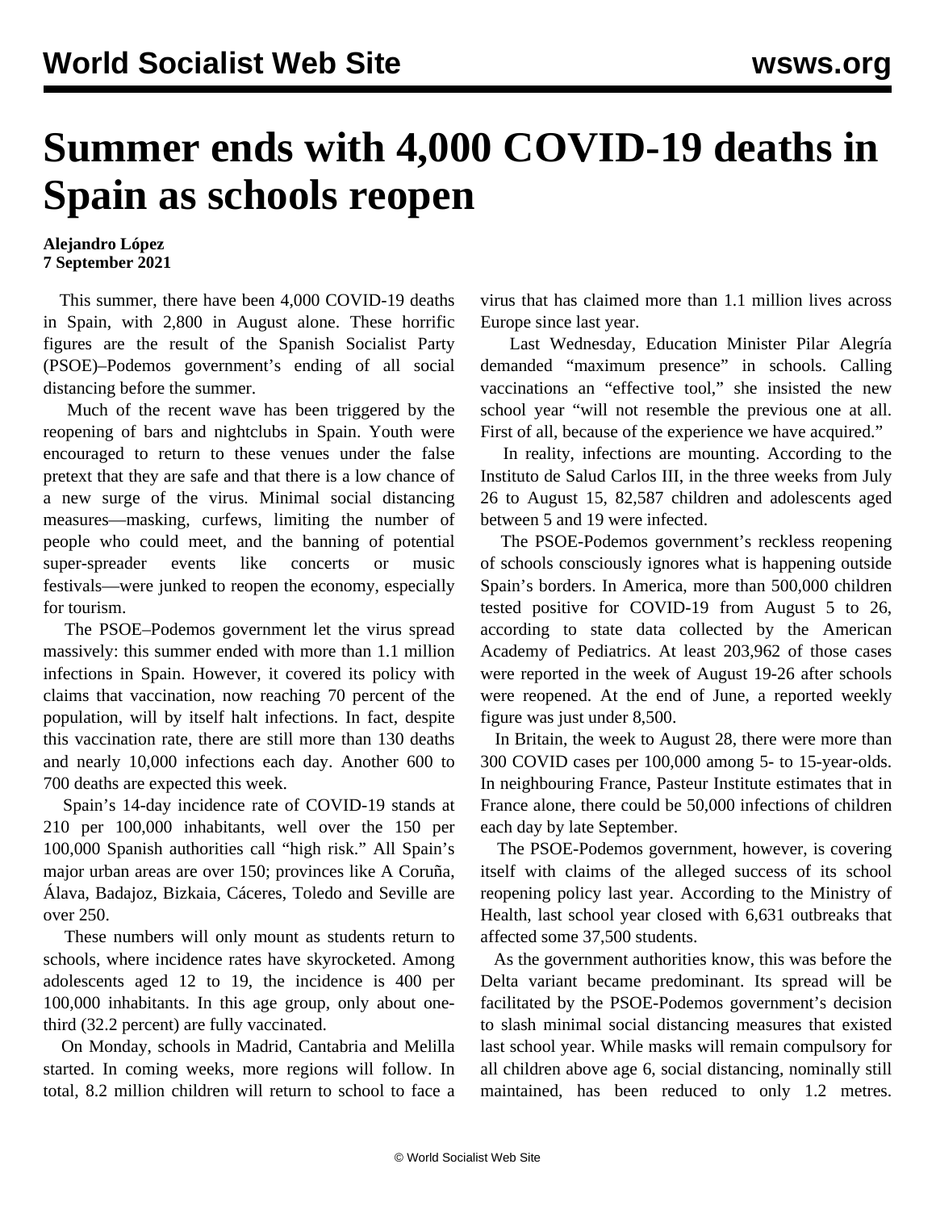# Summer ends with 4,000 COVID-19 deaths in Spain as schools reopen

**Alejandro López**
**7 September 2021**

This summer, there have been 4,000 COVID-19 deaths in Spain, with 2,800 in August alone. These horrific figures are the result of the Spanish Socialist Party (PSOE)–Podemos government's ending of all social distancing before the summer.

Much of the recent wave has been triggered by the reopening of bars and nightclubs in Spain. Youth were encouraged to return to these venues under the false pretext that they are safe and that there is a low chance of a new surge of the virus. Minimal social distancing measures—masking, curfews, limiting the number of people who could meet, and the banning of potential super-spreader events like concerts or music festivals—were junked to reopen the economy, especially for tourism.

The PSOE–Podemos government let the virus spread massively: this summer ended with more than 1.1 million infections in Spain. However, it covered its policy with claims that vaccination, now reaching 70 percent of the population, will by itself halt infections. In fact, despite this vaccination rate, there are still more than 130 deaths and nearly 10,000 infections each day. Another 600 to 700 deaths are expected this week.

Spain's 14-day incidence rate of COVID-19 stands at 210 per 100,000 inhabitants, well over the 150 per 100,000 Spanish authorities call "high risk." All Spain's major urban areas are over 150; provinces like A Coruña, Álava, Badajoz, Bizkaia, Cáceres, Toledo and Seville are over 250.

These numbers will only mount as students return to schools, where incidence rates have skyrocketed. Among adolescents aged 12 to 19, the incidence is 400 per 100,000 inhabitants. In this age group, only about one-third (32.2 percent) are fully vaccinated.

On Monday, schools in Madrid, Cantabria and Melilla started. In coming weeks, more regions will follow. In total, 8.2 million children will return to school to face a virus that has claimed more than 1.1 million lives across Europe since last year.

Last Wednesday, Education Minister Pilar Alegría demanded "maximum presence" in schools. Calling vaccinations an "effective tool," she insisted the new school year "will not resemble the previous one at all. First of all, because of the experience we have acquired."

In reality, infections are mounting. According to the Instituto de Salud Carlos III, in the three weeks from July 26 to August 15, 82,587 children and adolescents aged between 5 and 19 were infected.

The PSOE-Podemos government's reckless reopening of schools consciously ignores what is happening outside Spain's borders. In America, more than 500,000 children tested positive for COVID-19 from August 5 to 26, according to state data collected by the American Academy of Pediatrics. At least 203,962 of those cases were reported in the week of August 19-26 after schools were reopened. At the end of June, a reported weekly figure was just under 8,500.

In Britain, the week to August 28, there were more than 300 COVID cases per 100,000 among 5- to 15-year-olds. In neighbouring France, Pasteur Institute estimates that in France alone, there could be 50,000 infections of children each day by late September.

The PSOE-Podemos government, however, is covering itself with claims of the alleged success of its school reopening policy last year. According to the Ministry of Health, last school year closed with 6,631 outbreaks that affected some 37,500 students.

As the government authorities know, this was before the Delta variant became predominant. Its spread will be facilitated by the PSOE-Podemos government's decision to slash minimal social distancing measures that existed last school year. While masks will remain compulsory for all children above age 6, social distancing, nominally still maintained, has been reduced to only 1.2 metres.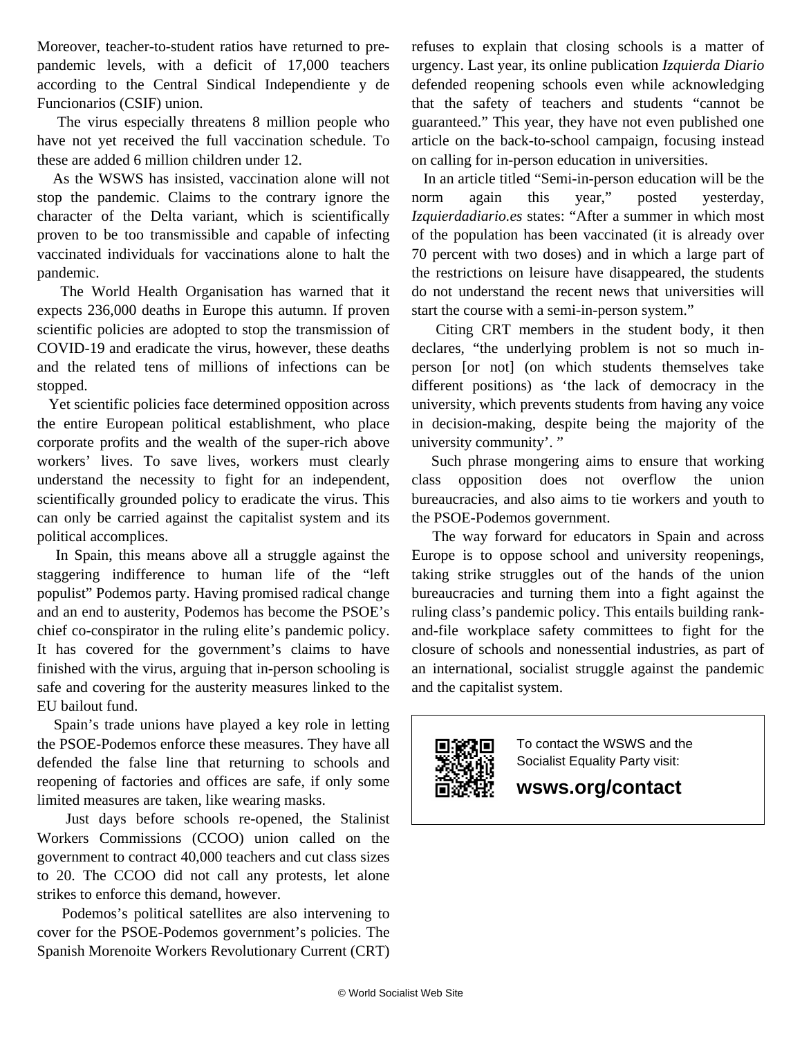Moreover, teacher-to-student ratios have returned to pre-pandemic levels, with a deficit of 17,000 teachers according to the Central Sindical Independiente y de Funcionarios (CSIF) union.

The virus especially threatens 8 million people who have not yet received the full vaccination schedule. To these are added 6 million children under 12.

As the WSWS has insisted, vaccination alone will not stop the pandemic. Claims to the contrary ignore the character of the Delta variant, which is scientifically proven to be too transmissible and capable of infecting vaccinated individuals for vaccinations alone to halt the pandemic.

The World Health Organisation has warned that it expects 236,000 deaths in Europe this autumn. If proven scientific policies are adopted to stop the transmission of COVID-19 and eradicate the virus, however, these deaths and the related tens of millions of infections can be stopped.

Yet scientific policies face determined opposition across the entire European political establishment, who place corporate profits and the wealth of the super-rich above workers' lives. To save lives, workers must clearly understand the necessity to fight for an independent, scientifically grounded policy to eradicate the virus. This can only be carried against the capitalist system and its political accomplices.

In Spain, this means above all a struggle against the staggering indifference to human life of the "left populist" Podemos party. Having promised radical change and an end to austerity, Podemos has become the PSOE's chief co-conspirator in the ruling elite's pandemic policy. It has covered for the government's claims to have finished with the virus, arguing that in-person schooling is safe and covering for the austerity measures linked to the EU bailout fund.

Spain's trade unions have played a key role in letting the PSOE-Podemos enforce these measures. They have all defended the false line that returning to schools and reopening of factories and offices are safe, if only some limited measures are taken, like wearing masks.

Just days before schools re-opened, the Stalinist Workers Commissions (CCOO) union called on the government to contract 40,000 teachers and cut class sizes to 20. The CCOO did not call any protests, let alone strikes to enforce this demand, however.

Podemos's political satellites are also intervening to cover for the PSOE-Podemos government's policies. The Spanish Morenoite Workers Revolutionary Current (CRT) refuses to explain that closing schools is a matter of urgency. Last year, its online publication *Izquierda Diario* defended reopening schools even while acknowledging that the safety of teachers and students "cannot be guaranteed." This year, they have not even published one article on the back-to-school campaign, focusing instead on calling for in-person education in universities.

In an article titled "Semi-in-person education will be the norm again this year," posted yesterday, *Izquierdadiario.es* states: "After a summer in which most of the population has been vaccinated (it is already over 70 percent with two doses) and in which a large part of the restrictions on leisure have disappeared, the students do not understand the recent news that universities will start the course with a semi-in-person system."

Citing CRT members in the student body, it then declares, "the underlying problem is not so much in-person [or not] (on which students themselves take different positions) as 'the lack of democracy in the university, which prevents students from having any voice in decision-making, despite being the majority of the university community'. "

Such phrase mongering aims to ensure that working class opposition does not overflow the union bureaucracies, and also aims to tie workers and youth to the PSOE-Podemos government.

The way forward for educators in Spain and across Europe is to oppose school and university reopenings, taking strike struggles out of the hands of the union bureaucracies and turning them into a fight against the ruling class's pandemic policy. This entails building rank-and-file workplace safety committees to fight for the closure of schools and nonessential industries, as part of an international, socialist struggle against the pandemic and the capitalist system.

To contact the WSWS and the Socialist Equality Party visit:

**wsws.org/contact**